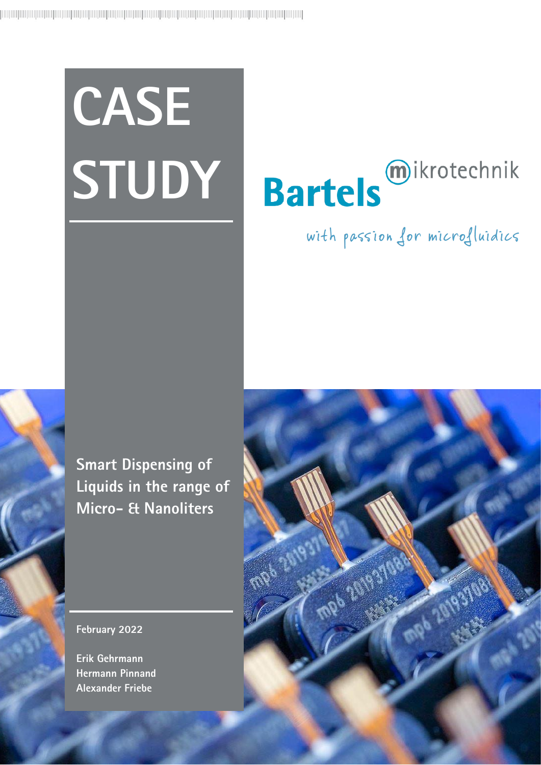# CASE STUDY

Bartels mikrotechnik

with passion for microfluidics

## Smart Dispensing of Liquids in the range of Micro- & Nanoliters

February 2022

Erik Gehrmann
Hermann Pinnand
Alexander Friebe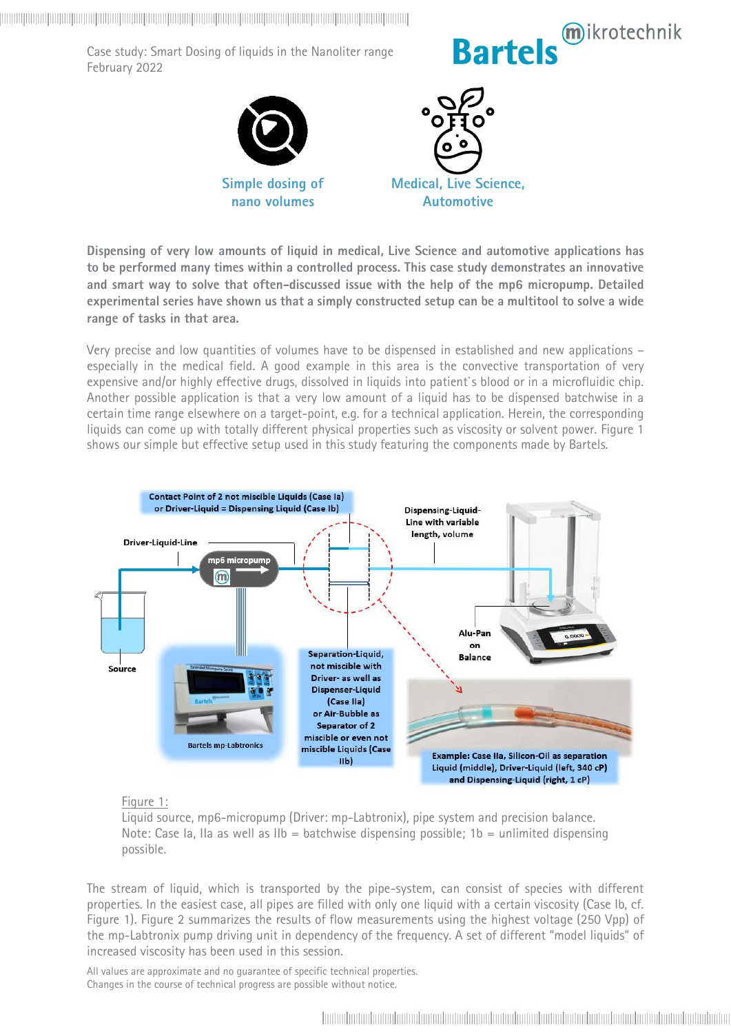Case study: Smart Dosing of liquids in the Nanoliter range
February 2022

Simple dosing of nano volumes

Medical, Live Science, Automotive

**Dispensing of very low amounts of liquid in medical, Live Science and automotive applications has to be performed many times within a controlled process. This case study demonstrates an innovative and smart way to solve that often-discussed issue with the help of the mp6 micropump. Detailed experimental series have shown us that a simply constructed setup can be a multitool to solve a wide range of tasks in that area.**

Very precise and low quantities of volumes have to be dispensed in established and new applications – especially in the medical field. A good example in this area is the convective transportation of very expensive and/or highly effective drugs, dissolved in liquids into patient`s blood or in a microfluidic chip. Another possible application is that a very low amount of a liquid has to be dispensed batchwise in a certain time range elsewhere on a target-point, e.g. for a technical application. Herein, the corresponding liquids can come up with totally different physical properties such as viscosity or solvent power. Figure 1 shows our simple but effective setup used in this study featuring the components made by Bartels.

Contact Point of 2 not miscible Liquids (Case Ia) or Driver-Liquid = Dispensing Liquid (Case Ib)

Driver-Liquid-Line

mp6 micropump

Dispensing-Liquid-Line with variable length, volume

Alu-Pan on Balance

Source

Bartels mp-Labtronics

Separation-Liquid, not miscible with Driver- as well as Dispenser-Liquid (Case IIa) or Air-Bubble as Separator of 2 miscible or even not miscible Liquids (Case IIb)

Example: Case IIa, Silicon-Oil as separation Liquid (middle), Driver-Liquid (left, 340 cP) and Dispensing-Liquid (right, 1 cP)

Figure 1:
Liquid source, mp6-micropump (Driver: mp-Labtronix), pipe system and precision balance.
Note: Case Ia, IIa as well as IIb = batchwise dispensing possible; 1b = unlimited dispensing possible.

The stream of liquid, which is transported by the pipe-system, can consist of species with different properties. In the easiest case, all pipes are filled with only one liquid with a certain viscosity (Case Ib, cf. Figure 1). Figure 2 summarizes the results of flow measurements using the highest voltage (250 Vpp) of the mp-Labtronix pump driving unit in dependency of the frequency. A set of different "model liquids" of increased viscosity has been used in this session.

All values are approximate and no guarantee of specific technical properties.
Changes in the course of technical progress are possible without notice.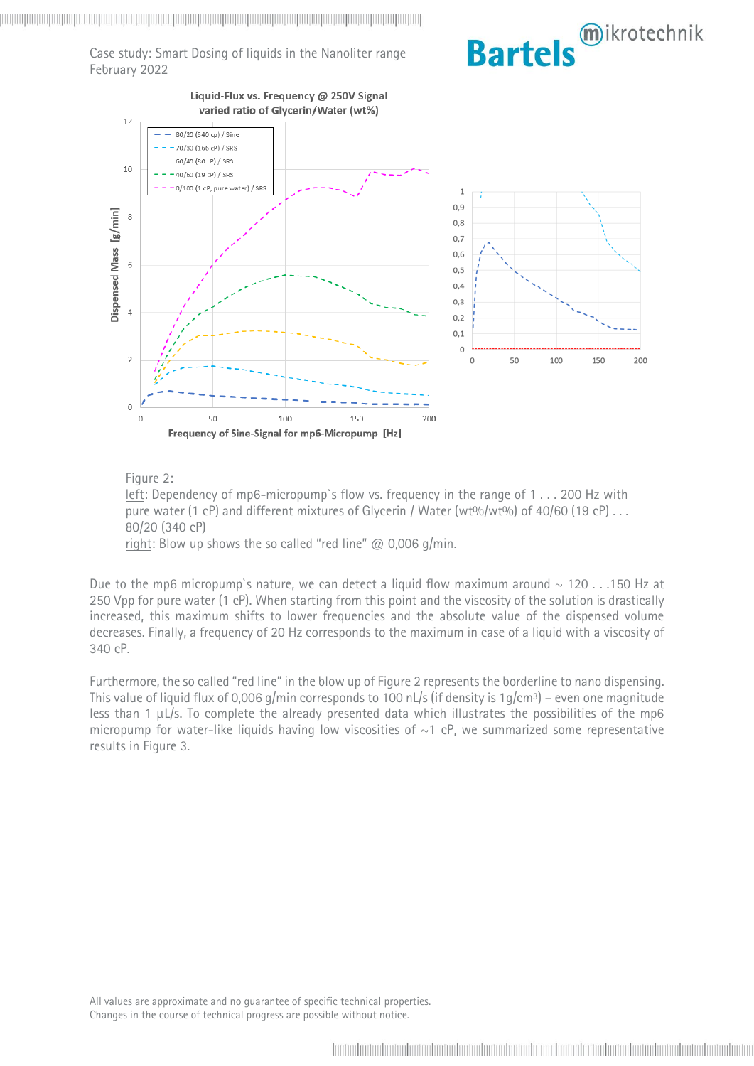Figure 2:
left: Dependency of mp6-micropump`s flow vs. frequency in the range of 1 . . . 200 Hz with pure water (1 cP) and different mixtures of Glycerin / Water (wt%/wt%) of 40/60 (19 cP) . . . 80/20 (340 cP)
right: Blow up shows the so called "red line" @ 0,006 g/min.

Due to the mp6 micropump`s nature, we can detect a liquid flow maximum around ~ 120 . . .150 Hz at 250 Vpp for pure water (1 cP). When starting from this point and the viscosity of the solution is drastically increased, this maximum shifts to lower frequencies and the absolute value of the dispensed volume decreases. Finally, a frequency of 20 Hz corresponds to the maximum in case of a liquid with a viscosity of 340 cP.

Furthermore, the so called "red line" in the blow up of Figure 2 represents the borderline to nano dispensing. This value of liquid flux of 0,006 g/min corresponds to 100 nL/s (if density is 1g/cm³) – even one magnitude less than 1 µL/s. To complete the already presented data which illustrates the possibilities of the mp6 micropump for water-like liquids having low viscosities of ~1 cP, we summarized some representative results in Figure 3.

All values are approximate and no guarantee of specific technical properties.
Changes in the course of technical progress are possible without notice.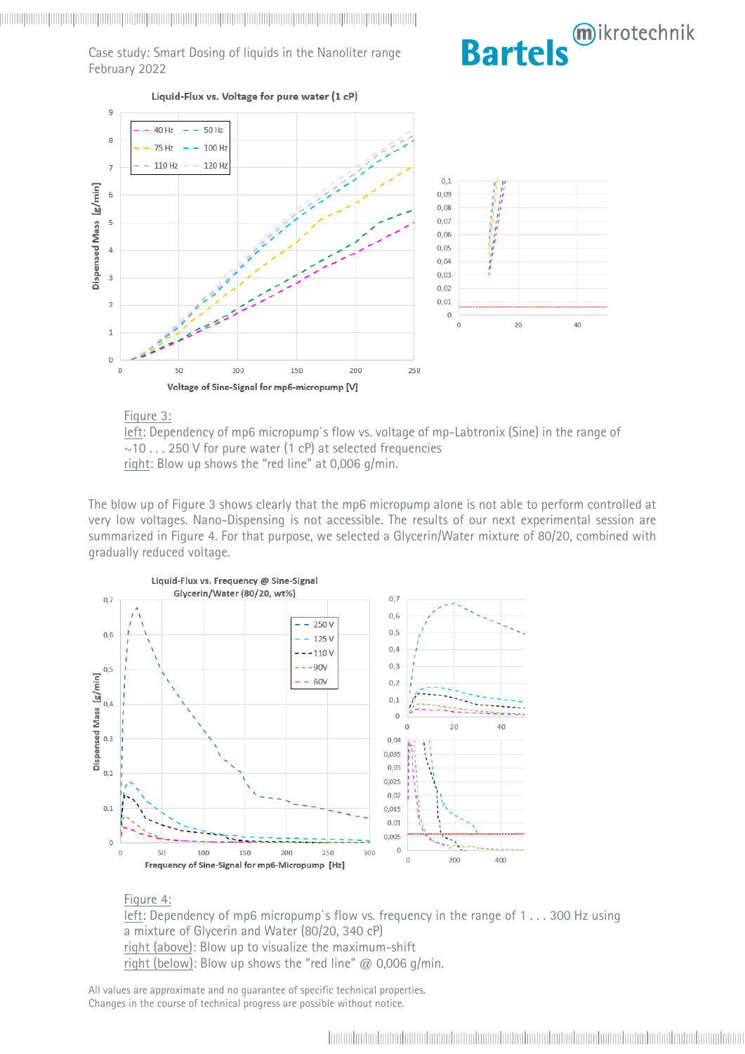Figure 3:
left: Dependency of mp6 micropump`s flow vs. voltage of mp-Labtronix (Sine) in the range of ~10 . . . 250 V for pure water (1 cP) at selected frequencies
right: Blow up shows the "red line" at 0,006 g/min.

The blow up of Figure 3 shows clearly that the mp6 micropump alone is not able to perform controlled at very low voltages. Nano-Dispensing is not accessible. The results of our next experimental session are summarized in Figure 4. For that purpose, we selected a Glycerin/Water mixture of 80/20, combined with gradually reduced voltage.

Figure 4:
left: Dependency of mp6 micropump`s flow vs. frequency in the range of 1 . . . 300 Hz using a mixture of Glycerin and Water (80/20, 340 cP)
right (above): Blow up to visualize the maximum-shift
right (below): Blow up shows the "red line" @ 0,006 g/min.

All values are approximate and no guarantee of specific technical properties.
Changes in the course of technical progress are possible without notice.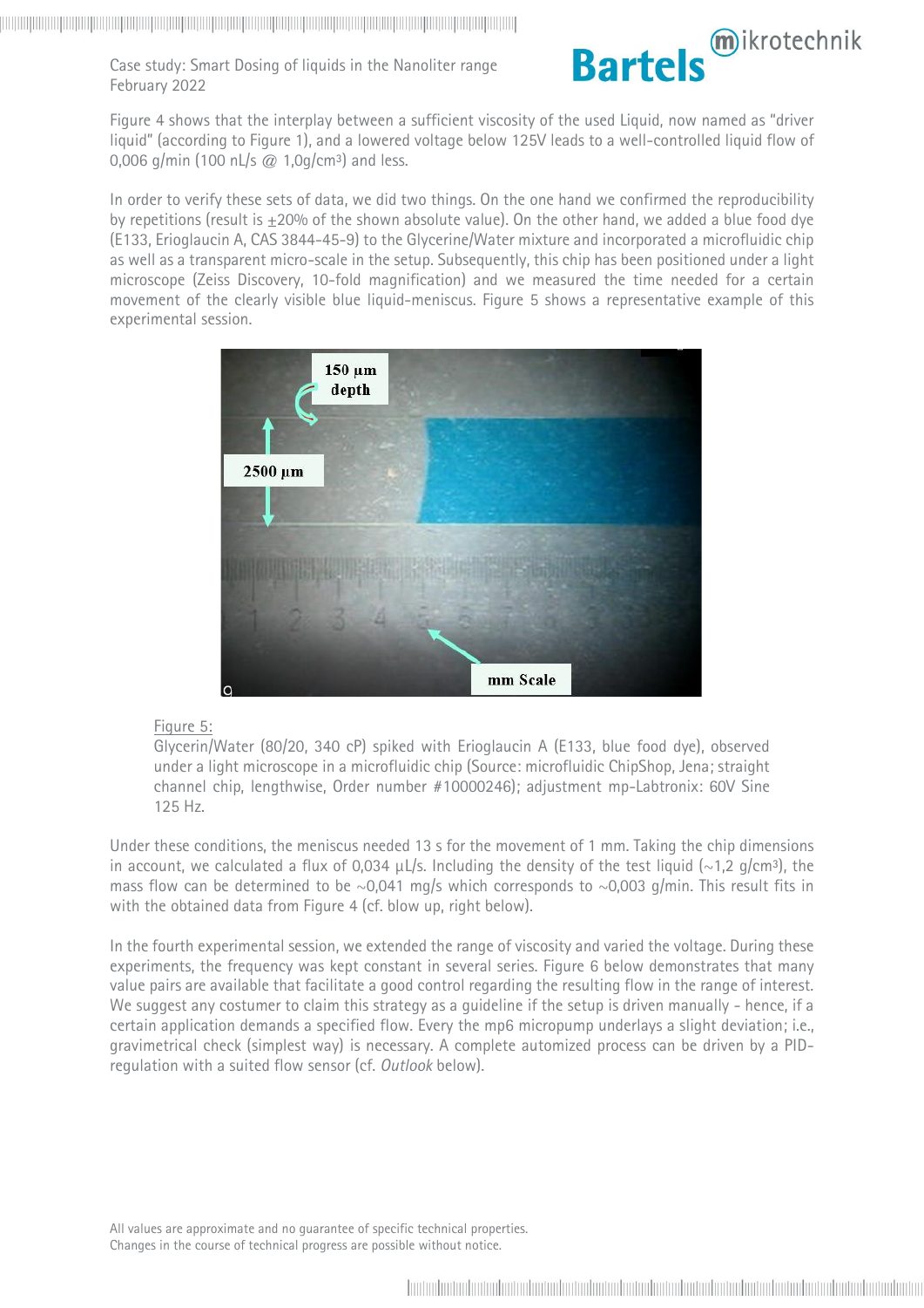Figure 4 shows that the interplay between a sufficient viscosity of the used Liquid, now named as "driver liquid" (according to Figure 1), and a lowered voltage below 125V leads to a well-controlled liquid flow of 0,006 g/min (100 nL/s @ 1,0g/cm³) and less.

In order to verify these sets of data, we did two things. On the one hand we confirmed the reproducibility by repetitions (result is ±20% of the shown absolute value). On the other hand, we added a blue food dye (E133, Erioglaucin A, CAS 3844-45-9) to the Glycerine/Water mixture and incorporated a microfluidic chip as well as a transparent micro-scale in the setup. Subsequently, this chip has been positioned under a light microscope (Zeiss Discovery, 10-fold magnification) and we measured the time needed for a certain movement of the clearly visible blue liquid-meniscus. Figure 5 shows a representative example of this experimental session.

Figure 5:
Glycerin/Water (80/20, 340 cP) spiked with Erioglaucin A (E133, blue food dye), observed under a light microscope in a microfluidic chip (Source: microfluidic ChipShop, Jena; straight channel chip, lengthwise, Order number #10000246); adjustment mp-Labtronix: 60V Sine 125 Hz.

Under these conditions, the meniscus needed 13 s for the movement of 1 mm. Taking the chip dimensions in account, we calculated a flux of 0,034 µL/s. Including the density of the test liquid (~1,2 g/cm³), the mass flow can be determined to be ~0,041 mg/s which corresponds to ~0,003 g/min. This result fits in with the obtained data from Figure 4 (cf. blow up, right below).

In the fourth experimental session, we extended the range of viscosity and varied the voltage. During these experiments, the frequency was kept constant in several series. Figure 6 below demonstrates that many value pairs are available that facilitate a good control regarding the resulting flow in the range of interest. We suggest any costumer to claim this strategy as a guideline if the setup is driven manually - hence, if a certain application demands a specified flow. Every the mp6 micropump underlays a slight deviation; i.e., gravimetrical check (simplest way) is necessary. A complete automized process can be driven by a PID-regulation with a suited flow sensor (cf. *Outlook* below).

All values are approximate and no guarantee of specific technical properties.
Changes in the course of technical progress are possible without notice.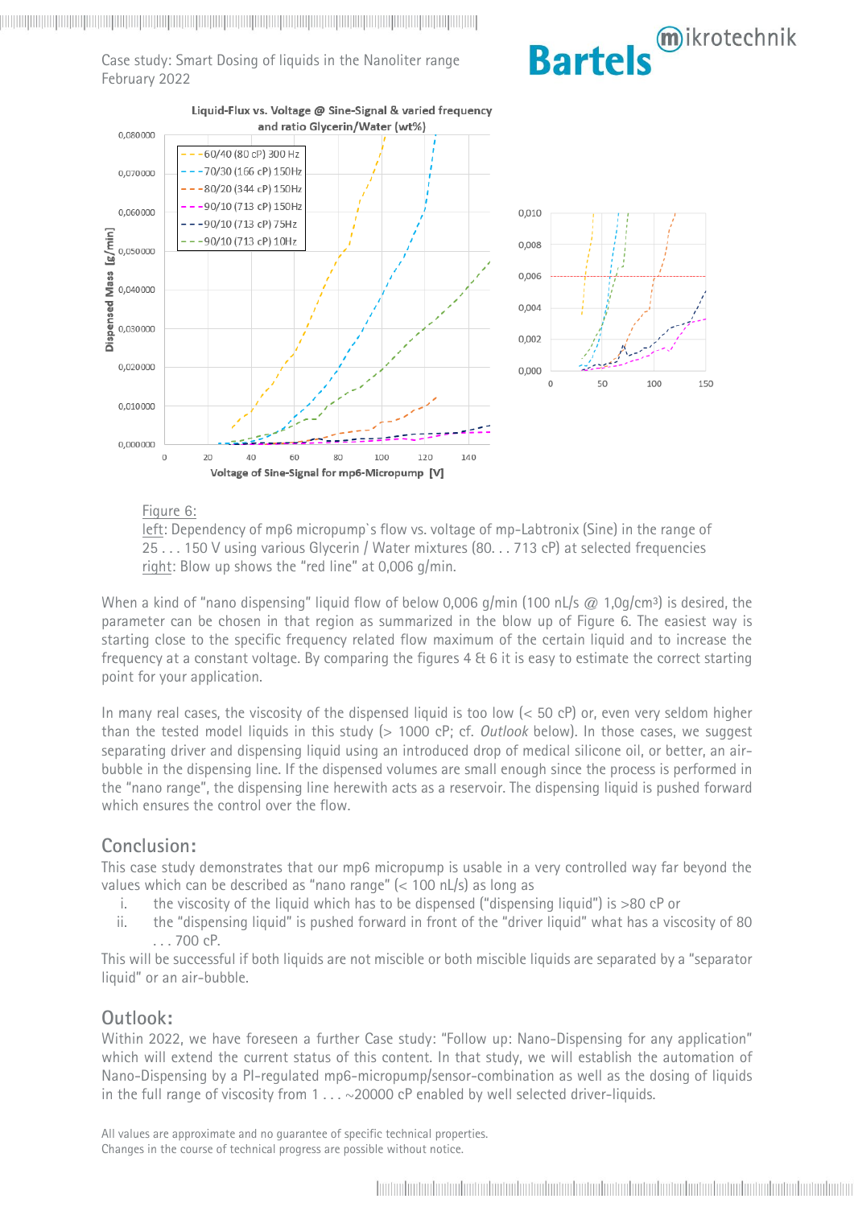Figure 6:
left: Dependency of mp6 micropump`s flow vs. voltage of mp-Labtronix (Sine) in the range of 25 . . . 150 V using various Glycerin / Water mixtures (80. . . 713 cP) at selected frequencies
right: Blow up shows the "red line" at 0,006 g/min.

When a kind of "nano dispensing" liquid flow of below 0,006 g/min (100 nL/s @ 1,0g/cm³) is desired, the parameter can be chosen in that region as summarized in the blow up of Figure 6. The easiest way is starting close to the specific frequency related flow maximum of the certain liquid and to increase the frequency at a constant voltage. By comparing the figures 4 & 6 it is easy to estimate the correct starting point for your application.

In many real cases, the viscosity of the dispensed liquid is too low (< 50 cP) or, even very seldom higher than the tested model liquids in this study (> 1000 cP; cf. *Outlook* below). In those cases, we suggest separating driver and dispensing liquid using an introduced drop of medical silicone oil, or better, an air-bubble in the dispensing line. If the dispensed volumes are small enough since the process is performed in the "nano range", the dispensing line herewith acts as a reservoir. The dispensing liquid is pushed forward which ensures the control over the flow.

## Conclusion:

This case study demonstrates that our mp6 micropump is usable in a very controlled way far beyond the values which can be described as "nano range" (< 100 nL/s) as long as

i. the viscosity of the liquid which has to be dispensed ("dispensing liquid") is >80 cP or
ii. the "dispensing liquid" is pushed forward in front of the "driver liquid" what has a viscosity of 80 . . . 700 cP.

This will be successful if both liquids are not miscible or both miscible liquids are separated by a "separator liquid" or an air-bubble.

## Outlook:

Within 2022, we have foreseen a further Case study: "Follow up: Nano-Dispensing for any application" which will extend the current status of this content. In that study, we will establish the automation of Nano-Dispensing by a PI-regulated mp6-micropump/sensor-combination as well as the dosing of liquids in the full range of viscosity from 1 . . . ~20000 cP enabled by well selected driver-liquids.

All values are approximate and no guarantee of specific technical properties.
Changes in the course of technical progress are possible without notice.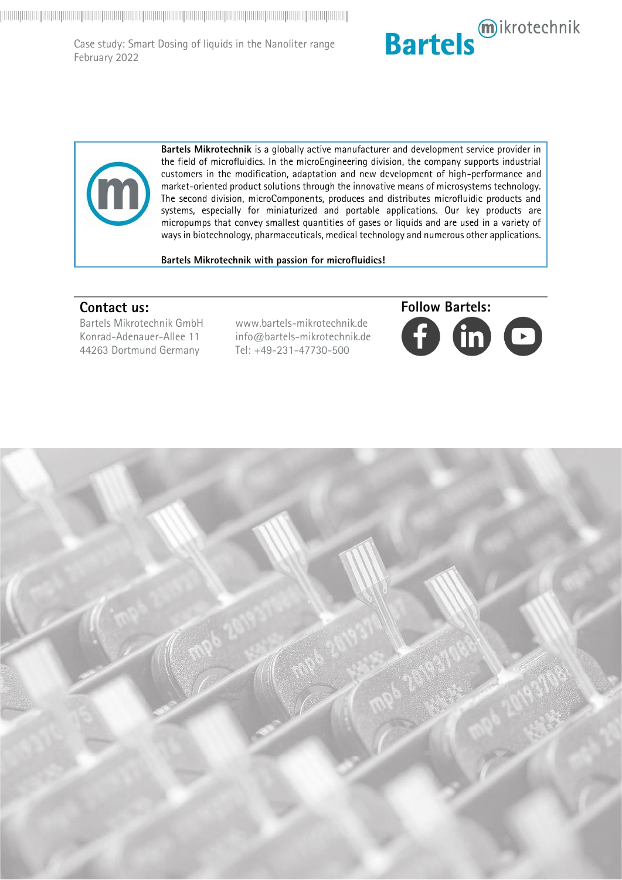**Bartels Mikrotechnik** is a globally active manufacturer and development service provider in the field of microfluidics. In the microEngineering division, the company supports industrial customers in the modification, adaptation and new development of high-performance and market-oriented product solutions through the innovative means of microsystems technology. The second division, microComponents, produces and distributes microfluidic products and systems, especially for miniaturized and portable applications. Our key products are micropumps that convey smallest quantities of gases or liquids and are used in a variety of ways in biotechnology, pharmaceuticals, medical technology and numerous other applications.

**Bartels Mikrotechnik with passion for microfluidics!**

## Contact us:

Bartels Mikrotechnik GmbH
Konrad-Adenauer-Allee 11
44263 Dortmund Germany

www.bartels-mikrotechnik.de
info@bartels-mikrotechnik.de
Tel: +49-231-47730-500

## Follow Bartels: